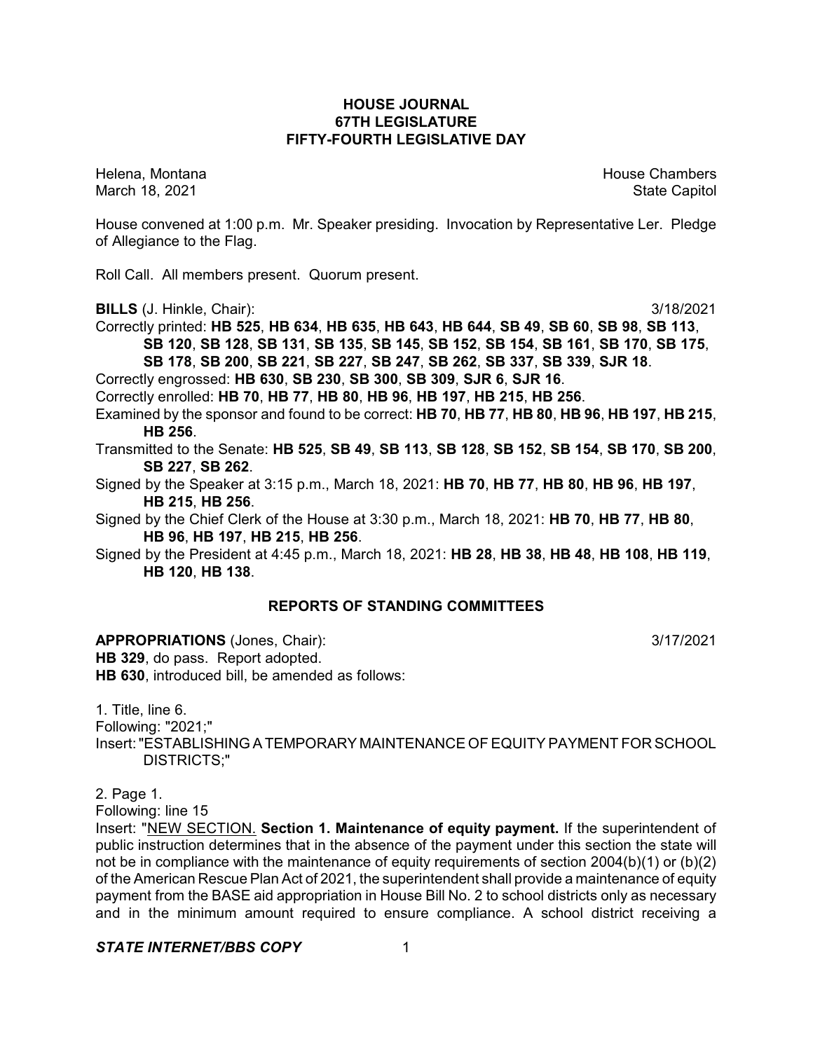# HOUSE JOURNAL
## 67TH LEGISLATURE
## FIFTY-FOURTH LEGISLATIVE DAY

Helena, Montana  
March 18, 2021

House Chambers  
State Capitol

House convened at 1:00 p.m. Mr. Speaker presiding. Invocation by Representative Ler. Pledge of Allegiance to the Flag.

Roll Call. All members present. Quorum present.

**BILLS** (J. Hinkle, Chair): 3/18/2021

Correctly printed: **HB 525**, **HB 634**, **HB 635**, **HB 643**, **HB 644**, **SB 49**, **SB 60**, **SB 98**, **SB 113**, **SB 120**, **SB 128**, **SB 131**, **SB 135**, **SB 145**, **SB 152**, **SB 154**, **SB 161**, **SB 170**, **SB 175**, **SB 178**, **SB 200**, **SB 221**, **SB 227**, **SB 247**, **SB 262**, **SB 337**, **SB 339**, **SJR 18**.

Correctly engrossed: **HB 630**, **SB 230**, **SB 300**, **SB 309**, **SJR 6**, **SJR 16**.

Correctly enrolled: **HB 70**, **HB 77**, **HB 80**, **HB 96**, **HB 197**, **HB 215**, **HB 256**.

Examined by the sponsor and found to be correct: **HB 70**, **HB 77**, **HB 80**, **HB 96**, **HB 197**, **HB 215**, **HB 256**.

Transmitted to the Senate: **HB 525**, **SB 49**, **SB 113**, **SB 128**, **SB 152**, **SB 154**, **SB 170**, **SB 200**, **SB 227**, **SB 262**.

Signed by the Speaker at 3:15 p.m., March 18, 2021: **HB 70**, **HB 77**, **HB 80**, **HB 96**, **HB 197**, **HB 215**, **HB 256**.

Signed by the Chief Clerk of the House at 3:30 p.m., March 18, 2021: **HB 70**, **HB 77**, **HB 80**, **HB 96**, **HB 197**, **HB 215**, **HB 256**.

Signed by the President at 4:45 p.m., March 18, 2021: **HB 28**, **HB 38**, **HB 48**, **HB 108**, **HB 119**, **HB 120**, **HB 138**.

## REPORTS OF STANDING COMMITTEES

**APPROPRIATIONS** (Jones, Chair): 3/17/2021

**HB 329**, do pass. Report adopted.

**HB 630**, introduced bill, be amended as follows:

1. Title, line 6.
Following: "2021;"
Insert: "ESTABLISHING A TEMPORARY MAINTENANCE OF EQUITY PAYMENT FOR SCHOOL DISTRICTS;"

2. Page 1.
Following: line 15
Insert: "NEW SECTION. **Section 1. Maintenance of equity payment.** If the superintendent of public instruction determines that in the absence of the payment under this section the state will not be in compliance with the maintenance of equity requirements of section 2004(b)(1) or (b)(2) of the American Rescue Plan Act of 2021, the superintendent shall provide a maintenance of equity payment from the BASE aid appropriation in House Bill No. 2 to school districts only as necessary and in the minimum amount required to ensure compliance. A school district receiving a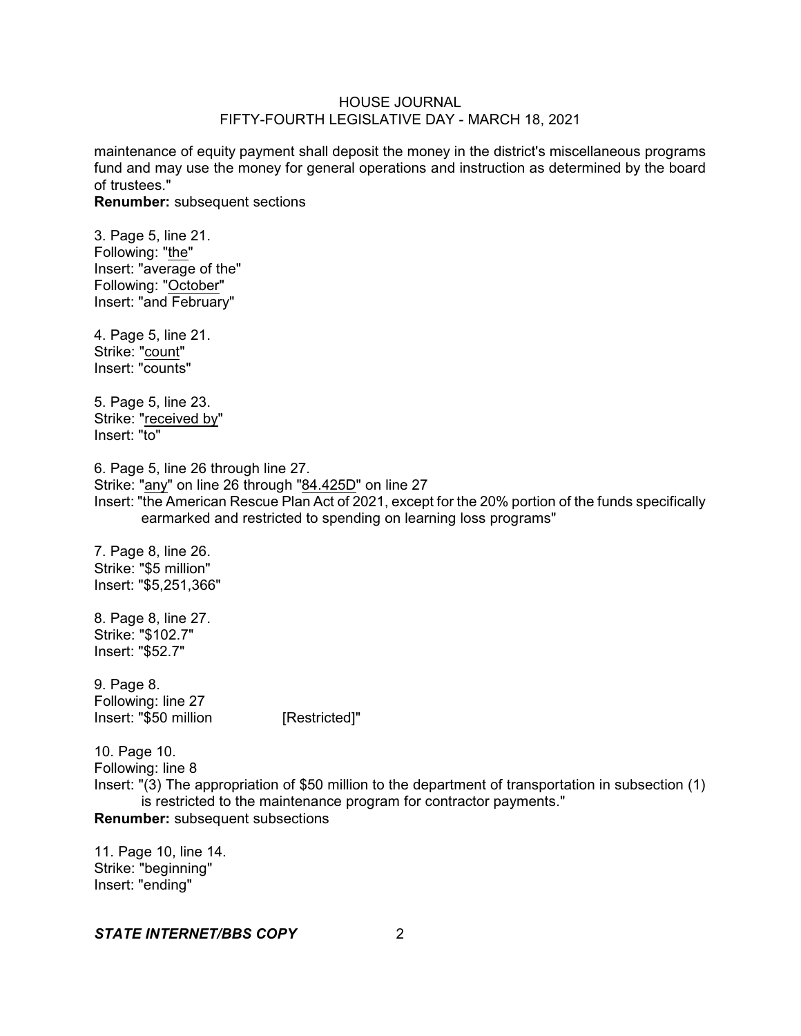maintenance of equity payment shall deposit the money in the district's miscellaneous programs fund and may use the money for general operations and instruction as determined by the board of trustees."

**Renumber:** subsequent sections

3. Page 5, line 21.
Following: "<u>the</u>"
Insert: "average of the"
Following: "<u>October</u>"
Insert: "and February"

4. Page 5, line 21.
Strike: "<u>count</u>"
Insert: "counts"

5. Page 5, line 23.
Strike: "<u>received by</u>"
Insert: "to"

6. Page 5, line 26 through line 27.
Strike: "<u>any</u>" on line 26 through "<u>84.425D</u>" on line 27
Insert: "the American Rescue Plan Act of 2021, except for the 20% portion of the funds specifically earmarked and restricted to spending on learning loss programs"

7. Page 8, line 26.
Strike: "$5 million"
Insert: "$5,251,366"

8. Page 8, line 27.
Strike: "$102.7"
Insert: "$52.7"

9. Page 8.
Following: line 27
Insert: "$50 million [Restricted]"

10. Page 10.
Following: line 8
Insert: "(3) The appropriation of $50 million to the department of transportation in subsection (1) is restricted to the maintenance program for contractor payments."

**Renumber:** subsequent subsections

11. Page 10, line 14.
Strike: "beginning"
Insert: "ending"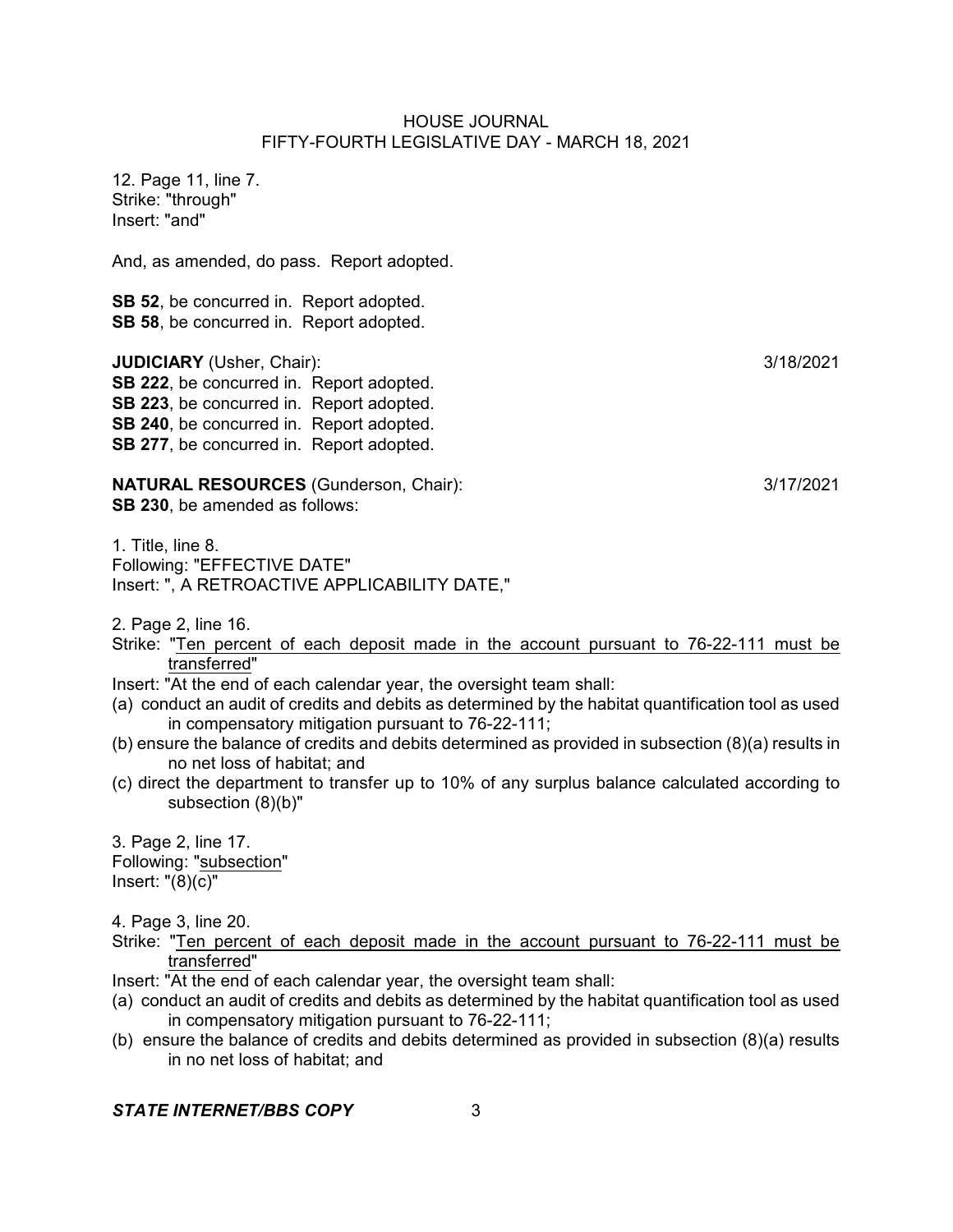12. Page 11, line 7.
Strike: "through"
Insert: "and"

And, as amended, do pass. Report adopted.

**SB 52**, be concurred in. Report adopted.
**SB 58**, be concurred in. Report adopted.

**JUDICIARY** (Usher, Chair): 3/18/2021
**SB 222**, be concurred in. Report adopted.
**SB 223**, be concurred in. Report adopted.
**SB 240**, be concurred in. Report adopted.
**SB 277**, be concurred in. Report adopted.

**NATURAL RESOURCES** (Gunderson, Chair): 3/17/2021
**SB 230**, be amended as follows:

1. Title, line 8.
Following: "EFFECTIVE DATE"
Insert: ", A RETROACTIVE APPLICABILITY DATE,"

2. Page 2, line 16.
Strike: "<u>Ten percent of each deposit made in the account pursuant to 76-22-111 must be transferred</u>"
Insert: "At the end of each calendar year, the oversight team shall:
(a) conduct an audit of credits and debits as determined by the habitat quantification tool as used in compensatory mitigation pursuant to 76-22-111;
(b) ensure the balance of credits and debits determined as provided in subsection (8)(a) results in no net loss of habitat; and
(c) direct the department to transfer up to 10% of any surplus balance calculated according to subsection (8)(b)"

3. Page 2, line 17.
Following: "<u>subsection</u>"
Insert: "(8)(c)"

4. Page 3, line 20.
Strike: "<u>Ten percent of each deposit made in the account pursuant to 76-22-111 must be transferred</u>"
Insert: "At the end of each calendar year, the oversight team shall:
(a) conduct an audit of credits and debits as determined by the habitat quantification tool as used in compensatory mitigation pursuant to 76-22-111;
(b) ensure the balance of credits and debits determined as provided in subsection (8)(a) results in no net loss of habitat; and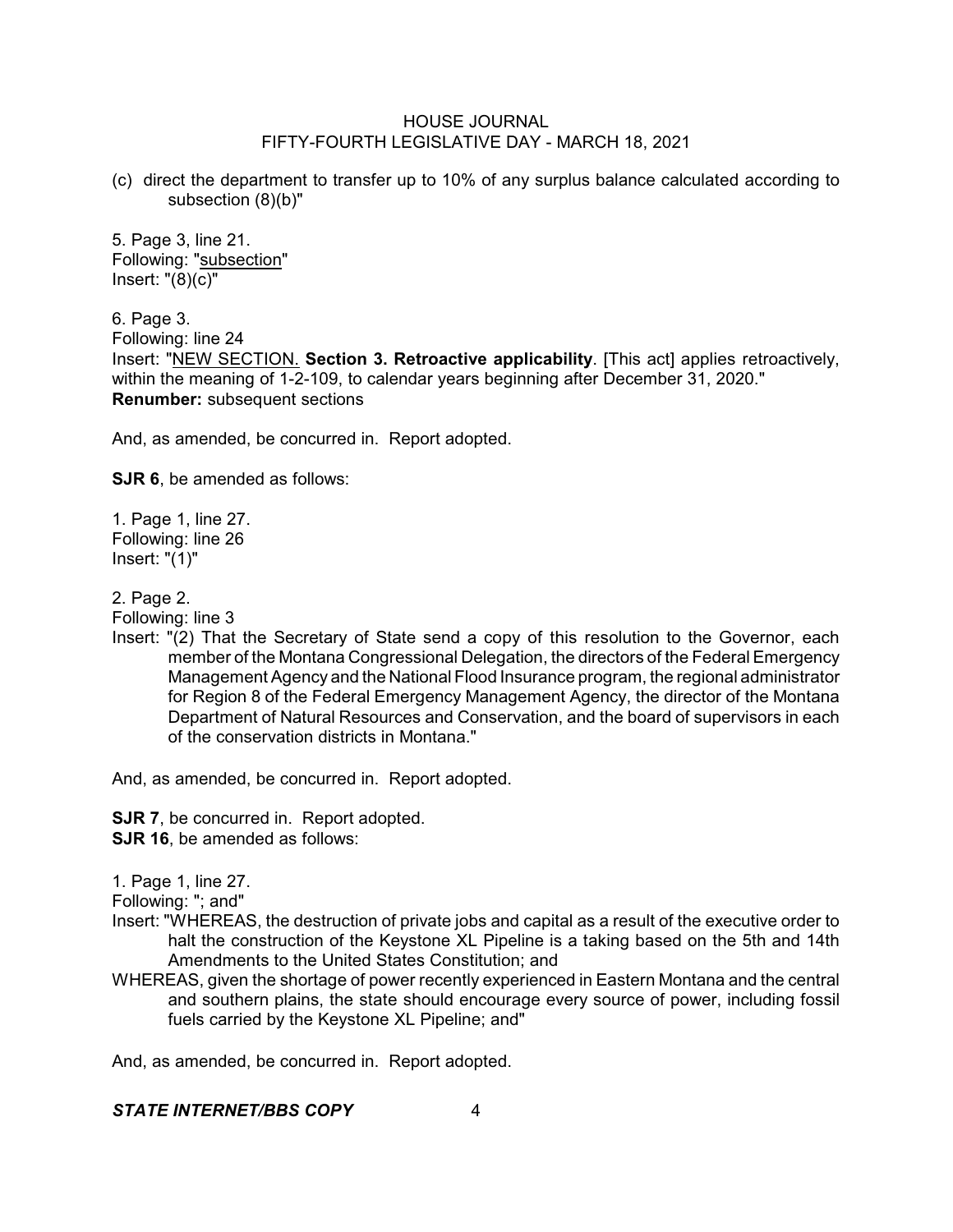(c) direct the department to transfer up to 10% of any surplus balance calculated according to subsection (8)(b)"

5. Page 3, line 21.
Following: "subsection"
Insert: "(8)(c)"

6. Page 3.
Following: line 24
Insert: "NEW SECTION. **Section 3. Retroactive applicability**. [This act] applies retroactively, within the meaning of 1-2-109, to calendar years beginning after December 31, 2020."
**Renumber:** subsequent sections

And, as amended, be concurred in. Report adopted.

**SJR 6**, be amended as follows:

1. Page 1, line 27.
Following: line 26
Insert: "(1)"

2. Page 2.
Following: line 3
Insert: "(2) That the Secretary of State send a copy of this resolution to the Governor, each member of the Montana Congressional Delegation, the directors of the Federal Emergency Management Agency and the National Flood Insurance program, the regional administrator for Region 8 of the Federal Emergency Management Agency, the director of the Montana Department of Natural Resources and Conservation, and the board of supervisors in each of the conservation districts in Montana."

And, as amended, be concurred in. Report adopted.

**SJR 7**, be concurred in. Report adopted.
**SJR 16**, be amended as follows:

1. Page 1, line 27.
Following: "; and"
Insert: "WHEREAS, the destruction of private jobs and capital as a result of the executive order to halt the construction of the Keystone XL Pipeline is a taking based on the 5th and 14th Amendments to the United States Constitution; and
WHEREAS, given the shortage of power recently experienced in Eastern Montana and the central and southern plains, the state should encourage every source of power, including fossil fuels carried by the Keystone XL Pipeline; and"

And, as amended, be concurred in. Report adopted.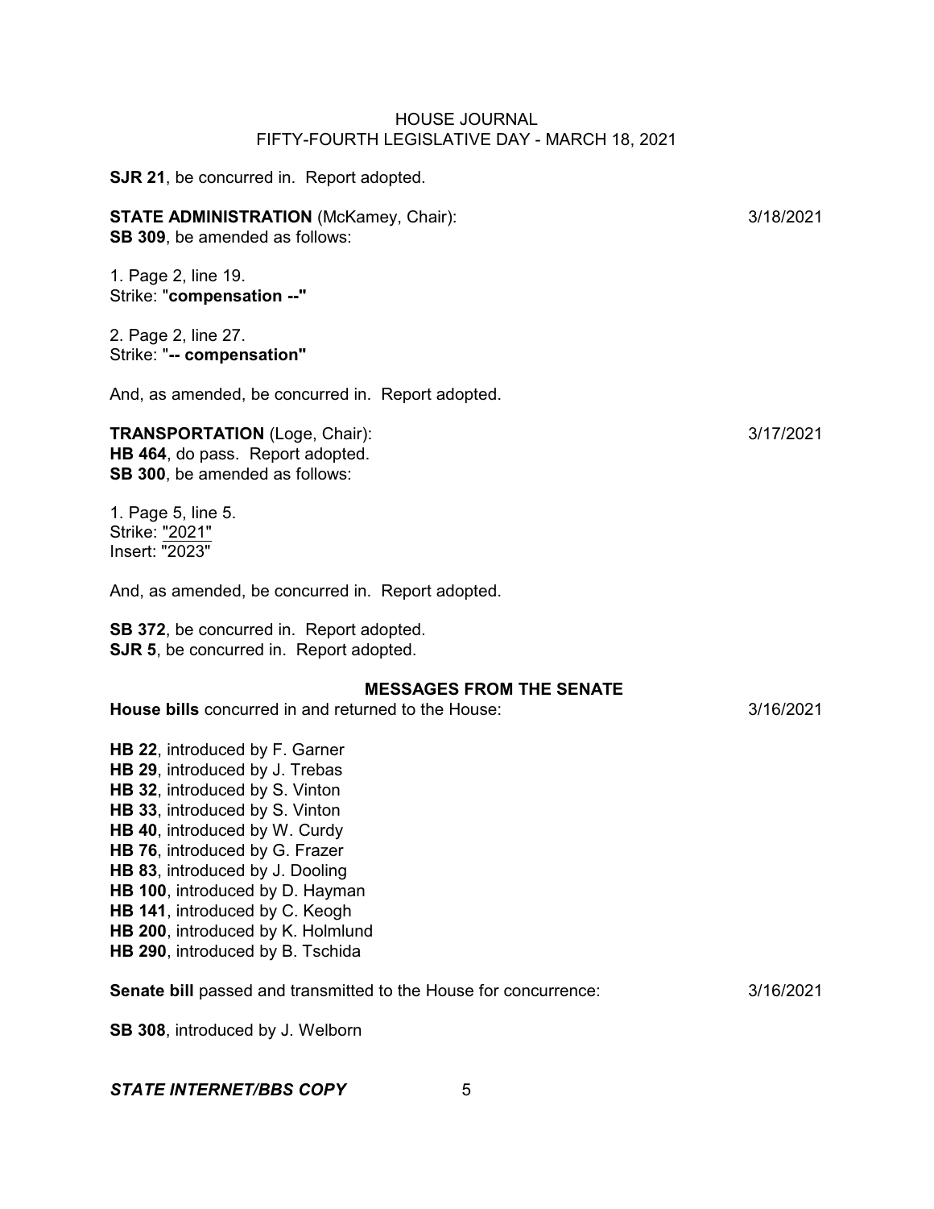**SJR 21**, be concurred in. Report adopted.

**STATE ADMINISTRATION** (McKamey, Chair): 3/18/2021
**SB 309**, be amended as follows:

1. Page 2, line 19.
Strike: "**compensation --**"

2. Page 2, line 27.
Strike: "**-- compensation**"

And, as amended, be concurred in. Report adopted.

**TRANSPORTATION** (Loge, Chair): 3/17/2021
**HB 464**, do pass. Report adopted.
**SB 300**, be amended as follows:

1. Page 5, line 5.
Strike: "2021"
Insert: "2023"

And, as amended, be concurred in. Report adopted.

**SB 372**, be concurred in. Report adopted.
**SJR 5**, be concurred in. Report adopted.

## MESSAGES FROM THE SENATE

**House bills** concurred in and returned to the House: 3/16/2021

**HB 22**, introduced by F. Garner
**HB 29**, introduced by J. Trebas
**HB 32**, introduced by S. Vinton
**HB 33**, introduced by S. Vinton
**HB 40**, introduced by W. Curdy
**HB 76**, introduced by G. Frazer
**HB 83**, introduced by J. Dooling
**HB 100**, introduced by D. Hayman
**HB 141**, introduced by C. Keogh
**HB 200**, introduced by K. Holmlund
**HB 290**, introduced by B. Tschida

**Senate bill** passed and transmitted to the House for concurrence: 3/16/2021

**SB 308**, introduced by J. Welborn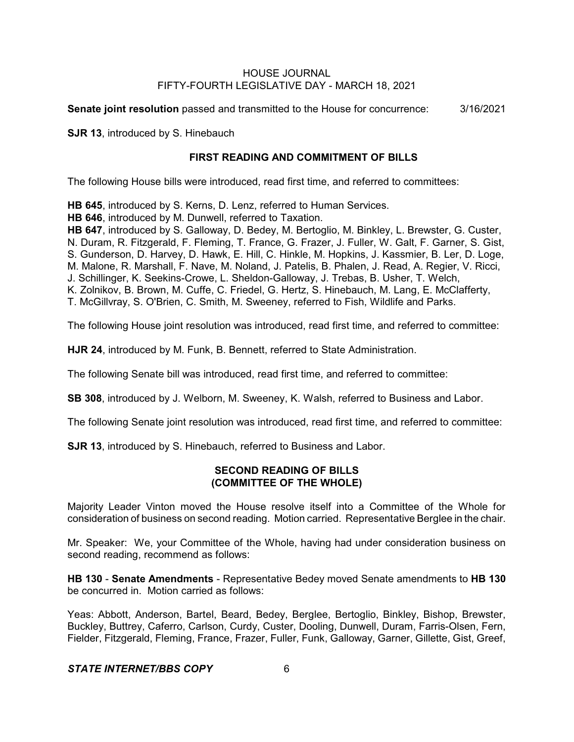**Senate joint resolution** passed and transmitted to the House for concurrence: 3/16/2021

**SJR 13**, introduced by S. Hinebauch

## FIRST READING AND COMMITMENT OF BILLS

The following House bills were introduced, read first time, and referred to committees:

**HB 645**, introduced by S. Kerns, D. Lenz, referred to Human Services.
**HB 646**, introduced by M. Dunwell, referred to Taxation.
**HB 647**, introduced by S. Galloway, D. Bedey, M. Bertoglio, M. Binkley, L. Brewster, G. Custer, N. Duram, R. Fitzgerald, F. Fleming, T. France, G. Frazer, J. Fuller, W. Galt, F. Garner, S. Gist, S. Gunderson, D. Harvey, D. Hawk, E. Hill, C. Hinkle, M. Hopkins, J. Kassmier, B. Ler, D. Loge, M. Malone, R. Marshall, F. Nave, M. Noland, J. Patelis, B. Phalen, J. Read, A. Regier, V. Ricci, J. Schillinger, K. Seekins-Crowe, L. Sheldon-Galloway, J. Trebas, B. Usher, T. Welch, K. Zolnikov, B. Brown, M. Cuffe, C. Friedel, G. Hertz, S. Hinebauch, M. Lang, E. McClafferty, T. McGillvray, S. O'Brien, C. Smith, M. Sweeney, referred to Fish, Wildlife and Parks.

The following House joint resolution was introduced, read first time, and referred to committee:

**HJR 24**, introduced by M. Funk, B. Bennett, referred to State Administration.

The following Senate bill was introduced, read first time, and referred to committee:

**SB 308**, introduced by J. Welborn, M. Sweeney, K. Walsh, referred to Business and Labor.

The following Senate joint resolution was introduced, read first time, and referred to committee:

**SJR 13**, introduced by S. Hinebauch, referred to Business and Labor.

## SECOND READING OF BILLS (COMMITTEE OF THE WHOLE)

Majority Leader Vinton moved the House resolve itself into a Committee of the Whole for consideration of business on second reading. Motion carried. Representative Berglee in the chair.

Mr. Speaker: We, your Committee of the Whole, having had under consideration business on second reading, recommend as follows:

**HB 130** - **Senate Amendments** - Representative Bedey moved Senate amendments to **HB 130** be concurred in. Motion carried as follows:

Yeas: Abbott, Anderson, Bartel, Beard, Bedey, Berglee, Bertoglio, Binkley, Bishop, Brewster, Buckley, Buttrey, Caferro, Carlson, Curdy, Custer, Dooling, Dunwell, Duram, Farris-Olsen, Fern, Fielder, Fitzgerald, Fleming, France, Frazer, Fuller, Funk, Galloway, Garner, Gillette, Gist, Greef,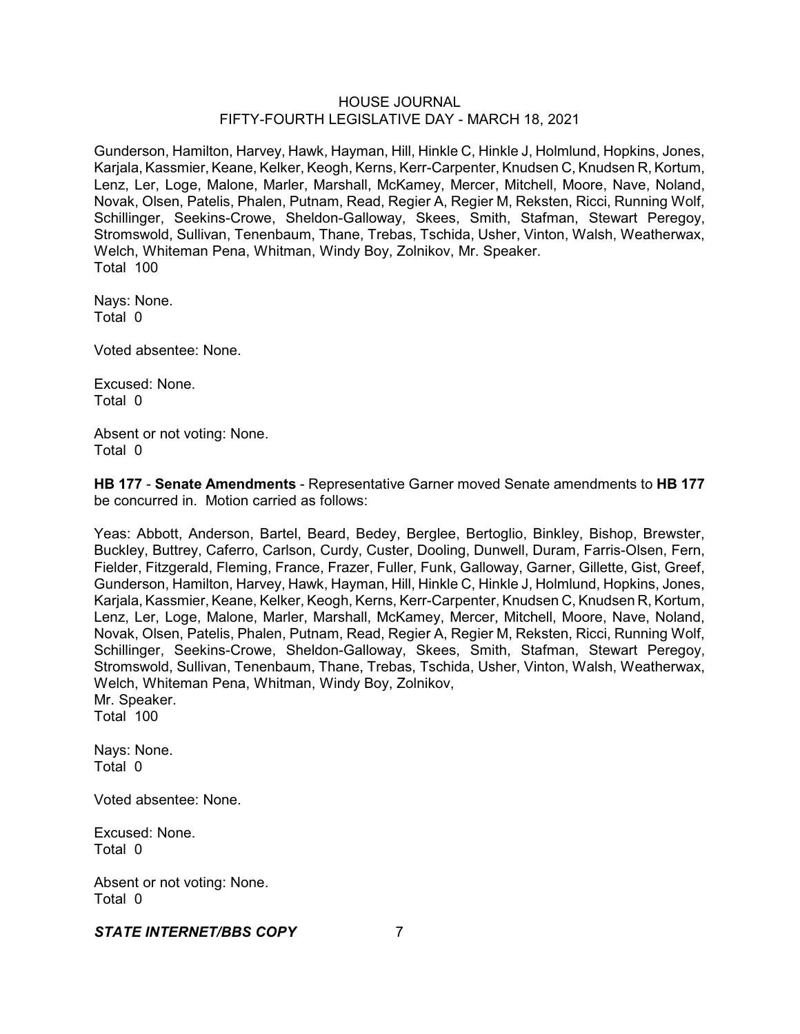Gunderson, Hamilton, Harvey, Hawk, Hayman, Hill, Hinkle C, Hinkle J, Holmlund, Hopkins, Jones, Karjala, Kassmier, Keane, Kelker, Keogh, Kerns, Kerr-Carpenter, Knudsen C, Knudsen R, Kortum, Lenz, Ler, Loge, Malone, Marler, Marshall, McKamey, Mercer, Mitchell, Moore, Nave, Noland, Novak, Olsen, Patelis, Phalen, Putnam, Read, Regier A, Regier M, Reksten, Ricci, Running Wolf, Schillinger, Seekins-Crowe, Sheldon-Galloway, Skees, Smith, Stafman, Stewart Peregoy, Stromswold, Sullivan, Tenenbaum, Thane, Trebas, Tschida, Usher, Vinton, Walsh, Weatherwax, Welch, Whiteman Pena, Whitman, Windy Boy, Zolnikov, Mr. Speaker.
Total 100

Nays: None.
Total 0

Voted absentee: None.

Excused: None.
Total 0

Absent or not voting: None.
Total 0

**HB 177** - **Senate Amendments** - Representative Garner moved Senate amendments to **HB 177** be concurred in. Motion carried as follows:

Yeas: Abbott, Anderson, Bartel, Beard, Bedey, Berglee, Bertoglio, Binkley, Bishop, Brewster, Buckley, Buttrey, Caferro, Carlson, Curdy, Custer, Dooling, Dunwell, Duram, Farris-Olsen, Fern, Fielder, Fitzgerald, Fleming, France, Frazer, Fuller, Funk, Galloway, Garner, Gillette, Gist, Greef, Gunderson, Hamilton, Harvey, Hawk, Hayman, Hill, Hinkle C, Hinkle J, Holmlund, Hopkins, Jones, Karjala, Kassmier, Keane, Kelker, Keogh, Kerns, Kerr-Carpenter, Knudsen C, Knudsen R, Kortum, Lenz, Ler, Loge, Malone, Marler, Marshall, McKamey, Mercer, Mitchell, Moore, Nave, Noland, Novak, Olsen, Patelis, Phalen, Putnam, Read, Regier A, Regier M, Reksten, Ricci, Running Wolf, Schillinger, Seekins-Crowe, Sheldon-Galloway, Skees, Smith, Stafman, Stewart Peregoy, Stromswold, Sullivan, Tenenbaum, Thane, Trebas, Tschida, Usher, Vinton, Walsh, Weatherwax, Welch, Whiteman Pena, Whitman, Windy Boy, Zolnikov,
Mr. Speaker.
Total 100

Nays: None.
Total 0

Voted absentee: None.

Excused: None.
Total 0

Absent or not voting: None.
Total 0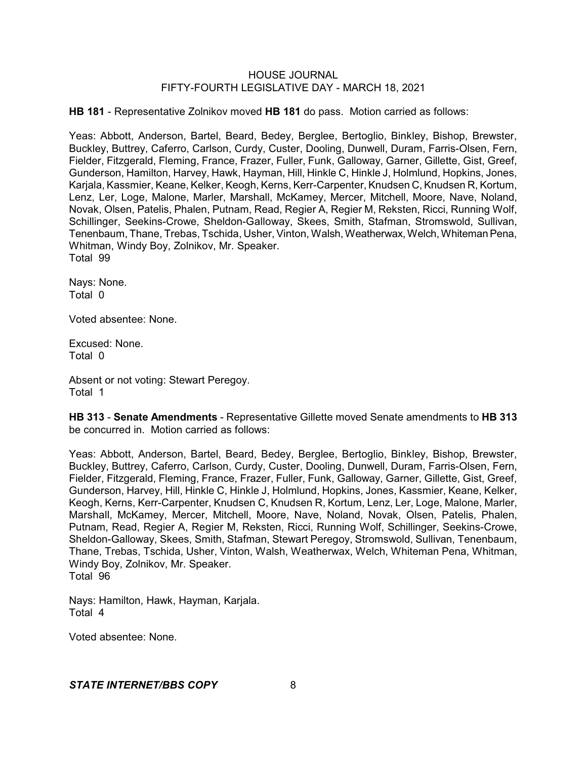**HB 181** - Representative Zolnikov moved **HB 181** do pass. Motion carried as follows:

Yeas: Abbott, Anderson, Bartel, Beard, Bedey, Berglee, Bertoglio, Binkley, Bishop, Brewster, Buckley, Buttrey, Caferro, Carlson, Curdy, Custer, Dooling, Dunwell, Duram, Farris-Olsen, Fern, Fielder, Fitzgerald, Fleming, France, Frazer, Fuller, Funk, Galloway, Garner, Gillette, Gist, Greef, Gunderson, Hamilton, Harvey, Hawk, Hayman, Hill, Hinkle C, Hinkle J, Holmlund, Hopkins, Jones, Karjala, Kassmier, Keane, Kelker, Keogh, Kerns, Kerr-Carpenter, Knudsen C, Knudsen R, Kortum, Lenz, Ler, Loge, Malone, Marler, Marshall, McKamey, Mercer, Mitchell, Moore, Nave, Noland, Novak, Olsen, Patelis, Phalen, Putnam, Read, Regier A, Regier M, Reksten, Ricci, Running Wolf, Schillinger, Seekins-Crowe, Sheldon-Galloway, Skees, Smith, Stafman, Stromswold, Sullivan, Tenenbaum, Thane, Trebas, Tschida, Usher, Vinton, Walsh, Weatherwax, Welch, Whiteman Pena, Whitman, Windy Boy, Zolnikov, Mr. Speaker.
Total 99

Nays: None.
Total 0

Voted absentee: None.

Excused: None.
Total 0

Absent or not voting: Stewart Peregoy.
Total 1

**HB 313** - **Senate Amendments** - Representative Gillette moved Senate amendments to **HB 313** be concurred in. Motion carried as follows:

Yeas: Abbott, Anderson, Bartel, Beard, Bedey, Berglee, Bertoglio, Binkley, Bishop, Brewster, Buckley, Buttrey, Caferro, Carlson, Curdy, Custer, Dooling, Dunwell, Duram, Farris-Olsen, Fern, Fielder, Fitzgerald, Fleming, France, Frazer, Fuller, Funk, Galloway, Garner, Gillette, Gist, Greef, Gunderson, Harvey, Hill, Hinkle C, Hinkle J, Holmlund, Hopkins, Jones, Kassmier, Keane, Kelker, Keogh, Kerns, Kerr-Carpenter, Knudsen C, Knudsen R, Kortum, Lenz, Ler, Loge, Malone, Marler, Marshall, McKamey, Mercer, Mitchell, Moore, Nave, Noland, Novak, Olsen, Patelis, Phalen, Putnam, Read, Regier A, Regier M, Reksten, Ricci, Running Wolf, Schillinger, Seekins-Crowe, Sheldon-Galloway, Skees, Smith, Stafman, Stewart Peregoy, Stromswold, Sullivan, Tenenbaum, Thane, Trebas, Tschida, Usher, Vinton, Walsh, Weatherwax, Welch, Whiteman Pena, Whitman, Windy Boy, Zolnikov, Mr. Speaker.
Total 96

Nays: Hamilton, Hawk, Hayman, Karjala.
Total 4

Voted absentee: None.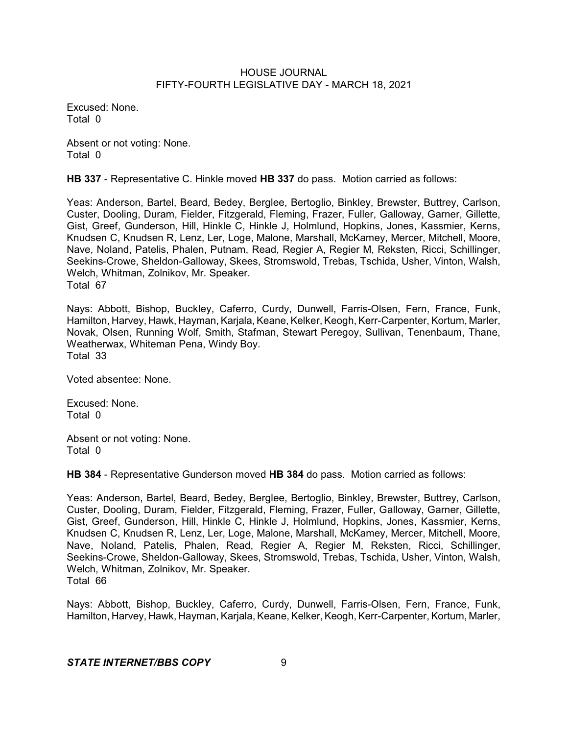Excused: None.
Total 0

Absent or not voting: None.
Total 0

**HB 337** - Representative C. Hinkle moved **HB 337** do pass. Motion carried as follows:

Yeas: Anderson, Bartel, Beard, Bedey, Berglee, Bertoglio, Binkley, Brewster, Buttrey, Carlson, Custer, Dooling, Duram, Fielder, Fitzgerald, Fleming, Frazer, Fuller, Galloway, Garner, Gillette, Gist, Greef, Gunderson, Hill, Hinkle C, Hinkle J, Holmlund, Hopkins, Jones, Kassmier, Kerns, Knudsen C, Knudsen R, Lenz, Ler, Loge, Malone, Marshall, McKamey, Mercer, Mitchell, Moore, Nave, Noland, Patelis, Phalen, Putnam, Read, Regier A, Regier M, Reksten, Ricci, Schillinger, Seekins-Crowe, Sheldon-Galloway, Skees, Stromswold, Trebas, Tschida, Usher, Vinton, Walsh, Welch, Whitman, Zolnikov, Mr. Speaker.
Total 67

Nays: Abbott, Bishop, Buckley, Caferro, Curdy, Dunwell, Farris-Olsen, Fern, France, Funk, Hamilton, Harvey, Hawk, Hayman, Karjala, Keane, Kelker, Keogh, Kerr-Carpenter, Kortum, Marler, Novak, Olsen, Running Wolf, Smith, Stafman, Stewart Peregoy, Sullivan, Tenenbaum, Thane, Weatherwax, Whiteman Pena, Windy Boy.
Total 33

Voted absentee: None.

Excused: None.
Total 0

Absent or not voting: None.
Total 0

**HB 384** - Representative Gunderson moved **HB 384** do pass. Motion carried as follows:

Yeas: Anderson, Bartel, Beard, Bedey, Berglee, Bertoglio, Binkley, Brewster, Buttrey, Carlson, Custer, Dooling, Duram, Fielder, Fitzgerald, Fleming, Frazer, Fuller, Galloway, Garner, Gillette, Gist, Greef, Gunderson, Hill, Hinkle C, Hinkle J, Holmlund, Hopkins, Jones, Kassmier, Kerns, Knudsen C, Knudsen R, Lenz, Ler, Loge, Malone, Marshall, McKamey, Mercer, Mitchell, Moore, Nave, Noland, Patelis, Phalen, Read, Regier A, Regier M, Reksten, Ricci, Schillinger, Seekins-Crowe, Sheldon-Galloway, Skees, Stromswold, Trebas, Tschida, Usher, Vinton, Walsh, Welch, Whitman, Zolnikov, Mr. Speaker.
Total 66

Nays: Abbott, Bishop, Buckley, Caferro, Curdy, Dunwell, Farris-Olsen, Fern, France, Funk, Hamilton, Harvey, Hawk, Hayman, Karjala, Keane, Kelker, Keogh, Kerr-Carpenter, Kortum, Marler,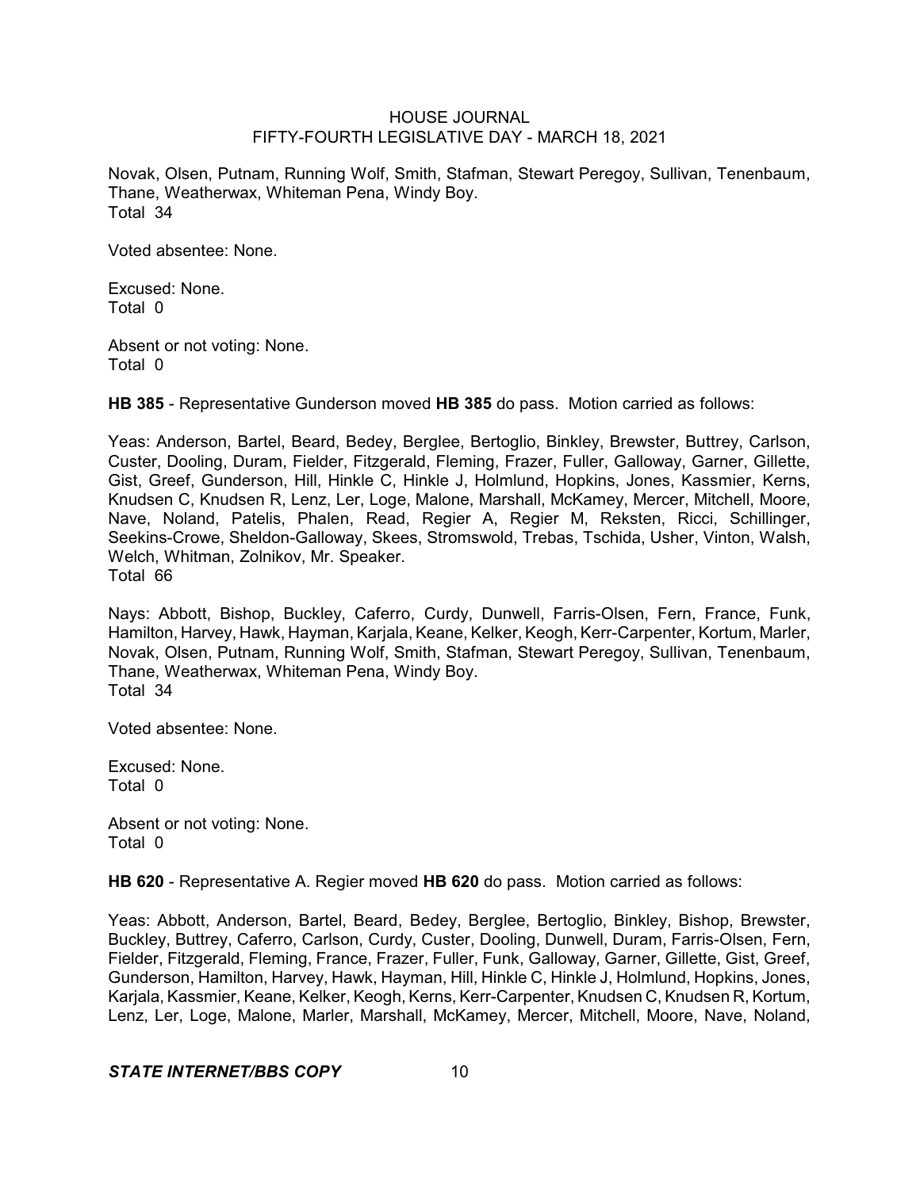Novak, Olsen, Putnam, Running Wolf, Smith, Stafman, Stewart Peregoy, Sullivan, Tenenbaum, Thane, Weatherwax, Whiteman Pena, Windy Boy.
Total 34

Voted absentee: None.

Excused: None.
Total 0

Absent or not voting: None.
Total 0

**HB 385** - Representative Gunderson moved **HB 385** do pass. Motion carried as follows:

Yeas: Anderson, Bartel, Beard, Bedey, Berglee, Bertoglio, Binkley, Brewster, Buttrey, Carlson, Custer, Dooling, Duram, Fielder, Fitzgerald, Fleming, Frazer, Fuller, Galloway, Garner, Gillette, Gist, Greef, Gunderson, Hill, Hinkle C, Hinkle J, Holmlund, Hopkins, Jones, Kassmier, Kerns, Knudsen C, Knudsen R, Lenz, Ler, Loge, Malone, Marshall, McKamey, Mercer, Mitchell, Moore, Nave, Noland, Patelis, Phalen, Read, Regier A, Regier M, Reksten, Ricci, Schillinger, Seekins-Crowe, Sheldon-Galloway, Skees, Stromswold, Trebas, Tschida, Usher, Vinton, Walsh, Welch, Whitman, Zolnikov, Mr. Speaker.
Total 66

Nays: Abbott, Bishop, Buckley, Caferro, Curdy, Dunwell, Farris-Olsen, Fern, France, Funk, Hamilton, Harvey, Hawk, Hayman, Karjala, Keane, Kelker, Keogh, Kerr-Carpenter, Kortum, Marler, Novak, Olsen, Putnam, Running Wolf, Smith, Stafman, Stewart Peregoy, Sullivan, Tenenbaum, Thane, Weatherwax, Whiteman Pena, Windy Boy.
Total 34

Voted absentee: None.

Excused: None.
Total 0

Absent or not voting: None.
Total 0

**HB 620** - Representative A. Regier moved **HB 620** do pass. Motion carried as follows:

Yeas: Abbott, Anderson, Bartel, Beard, Bedey, Berglee, Bertoglio, Binkley, Bishop, Brewster, Buckley, Buttrey, Caferro, Carlson, Curdy, Custer, Dooling, Dunwell, Duram, Farris-Olsen, Fern, Fielder, Fitzgerald, Fleming, France, Frazer, Fuller, Funk, Galloway, Garner, Gillette, Gist, Greef, Gunderson, Hamilton, Harvey, Hawk, Hayman, Hill, Hinkle C, Hinkle J, Holmlund, Hopkins, Jones, Karjala, Kassmier, Keane, Kelker, Keogh, Kerns, Kerr-Carpenter, Knudsen C, Knudsen R, Kortum, Lenz, Ler, Loge, Malone, Marler, Marshall, McKamey, Mercer, Mitchell, Moore, Nave, Noland,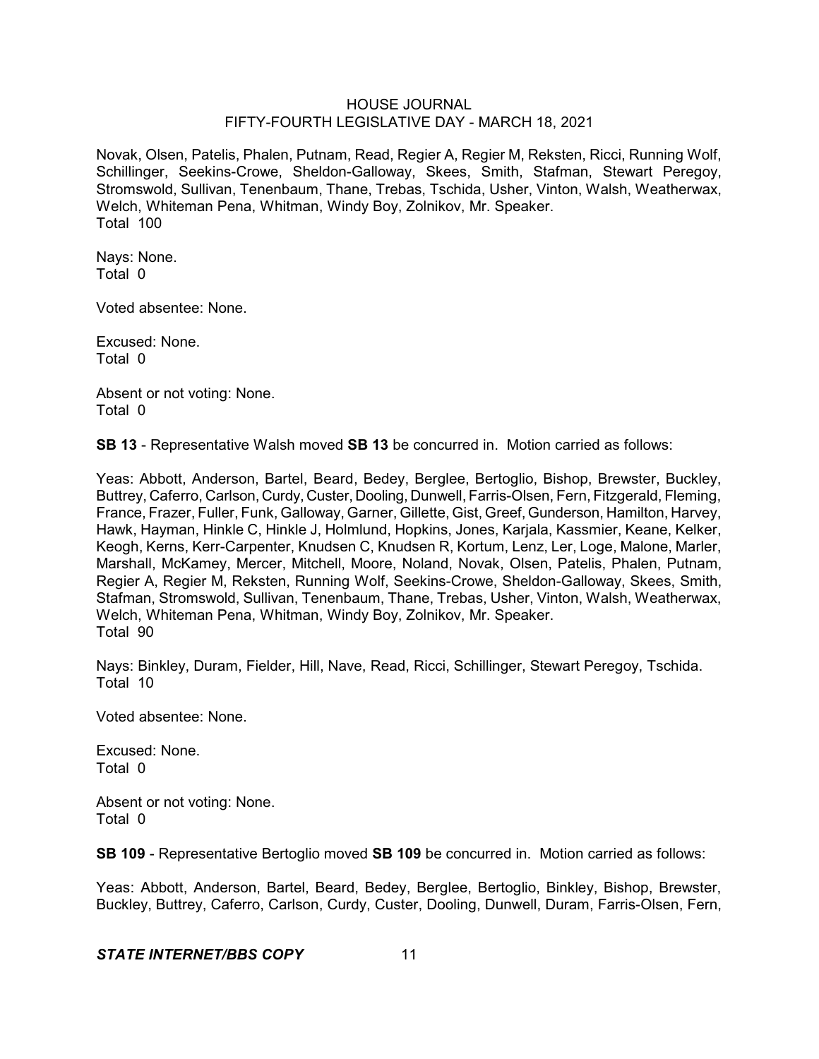Novak, Olsen, Patelis, Phalen, Putnam, Read, Regier A, Regier M, Reksten, Ricci, Running Wolf, Schillinger, Seekins-Crowe, Sheldon-Galloway, Skees, Smith, Stafman, Stewart Peregoy, Stromswold, Sullivan, Tenenbaum, Thane, Trebas, Tschida, Usher, Vinton, Walsh, Weatherwax, Welch, Whiteman Pena, Whitman, Windy Boy, Zolnikov, Mr. Speaker.
Total 100

Nays: None.
Total 0

Voted absentee: None.

Excused: None.
Total 0

Absent or not voting: None.
Total 0

**SB 13** - Representative Walsh moved **SB 13** be concurred in. Motion carried as follows:

Yeas: Abbott, Anderson, Bartel, Beard, Bedey, Berglee, Bertoglio, Bishop, Brewster, Buckley, Buttrey, Caferro, Carlson, Curdy, Custer, Dooling, Dunwell, Farris-Olsen, Fern, Fitzgerald, Fleming, France, Frazer, Fuller, Funk, Galloway, Garner, Gillette, Gist, Greef, Gunderson, Hamilton, Harvey, Hawk, Hayman, Hinkle C, Hinkle J, Holmlund, Hopkins, Jones, Karjala, Kassmier, Keane, Kelker, Keogh, Kerns, Kerr-Carpenter, Knudsen C, Knudsen R, Kortum, Lenz, Ler, Loge, Malone, Marler, Marshall, McKamey, Mercer, Mitchell, Moore, Noland, Novak, Olsen, Patelis, Phalen, Putnam, Regier A, Regier M, Reksten, Running Wolf, Seekins-Crowe, Sheldon-Galloway, Skees, Smith, Stafman, Stromswold, Sullivan, Tenenbaum, Thane, Trebas, Usher, Vinton, Walsh, Weatherwax, Welch, Whiteman Pena, Whitman, Windy Boy, Zolnikov, Mr. Speaker.
Total 90

Nays: Binkley, Duram, Fielder, Hill, Nave, Read, Ricci, Schillinger, Stewart Peregoy, Tschida.
Total 10

Voted absentee: None.

Excused: None.
Total 0

Absent or not voting: None.
Total 0

**SB 109** - Representative Bertoglio moved **SB 109** be concurred in. Motion carried as follows:

Yeas: Abbott, Anderson, Bartel, Beard, Bedey, Berglee, Bertoglio, Binkley, Bishop, Brewster, Buckley, Buttrey, Caferro, Carlson, Curdy, Custer, Dooling, Dunwell, Duram, Farris-Olsen, Fern,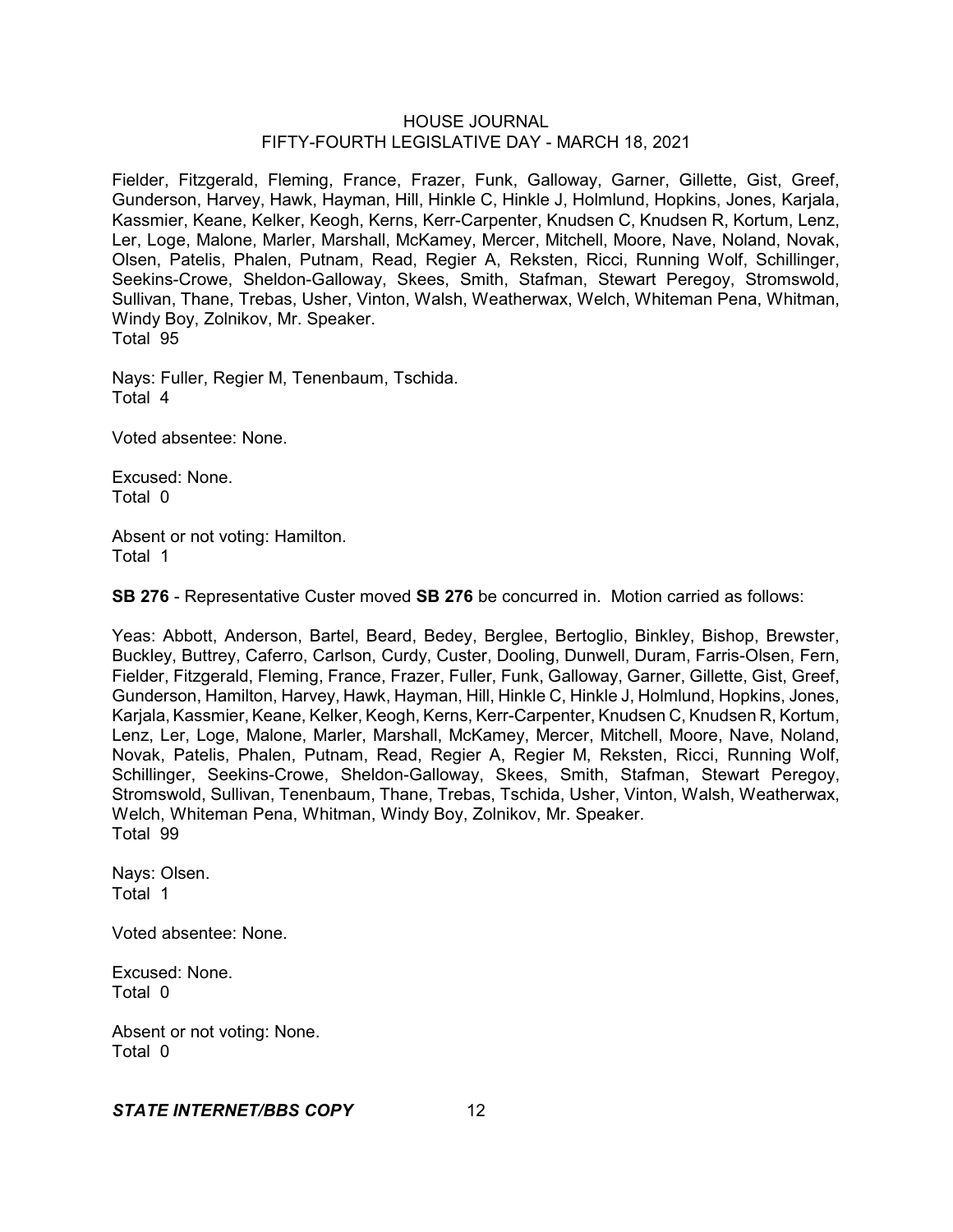Fielder, Fitzgerald, Fleming, France, Frazer, Funk, Galloway, Garner, Gillette, Gist, Greef, Gunderson, Harvey, Hawk, Hayman, Hill, Hinkle C, Hinkle J, Holmlund, Hopkins, Jones, Karjala, Kassmier, Keane, Kelker, Keogh, Kerns, Kerr-Carpenter, Knudsen C, Knudsen R, Kortum, Lenz, Ler, Loge, Malone, Marler, Marshall, McKamey, Mercer, Mitchell, Moore, Nave, Noland, Novak, Olsen, Patelis, Phalen, Putnam, Read, Regier A, Reksten, Ricci, Running Wolf, Schillinger, Seekins-Crowe, Sheldon-Galloway, Skees, Smith, Stafman, Stewart Peregoy, Stromswold, Sullivan, Thane, Trebas, Usher, Vinton, Walsh, Weatherwax, Welch, Whiteman Pena, Whitman, Windy Boy, Zolnikov, Mr. Speaker.
Total 95

Nays: Fuller, Regier M, Tenenbaum, Tschida.
Total 4

Voted absentee: None.

Excused: None.
Total 0

Absent or not voting: Hamilton.
Total 1

**SB 276** - Representative Custer moved **SB 276** be concurred in. Motion carried as follows:

Yeas: Abbott, Anderson, Bartel, Beard, Bedey, Berglee, Bertoglio, Binkley, Bishop, Brewster, Buckley, Buttrey, Caferro, Carlson, Curdy, Custer, Dooling, Dunwell, Duram, Farris-Olsen, Fern, Fielder, Fitzgerald, Fleming, France, Frazer, Fuller, Funk, Galloway, Garner, Gillette, Gist, Greef, Gunderson, Hamilton, Harvey, Hawk, Hayman, Hill, Hinkle C, Hinkle J, Holmlund, Hopkins, Jones, Karjala, Kassmier, Keane, Kelker, Keogh, Kerns, Kerr-Carpenter, Knudsen C, Knudsen R, Kortum, Lenz, Ler, Loge, Malone, Marler, Marshall, McKamey, Mercer, Mitchell, Moore, Nave, Noland, Novak, Patelis, Phalen, Putnam, Read, Regier A, Regier M, Reksten, Ricci, Running Wolf, Schillinger, Seekins-Crowe, Sheldon-Galloway, Skees, Smith, Stafman, Stewart Peregoy, Stromswold, Sullivan, Tenenbaum, Thane, Trebas, Tschida, Usher, Vinton, Walsh, Weatherwax, Welch, Whiteman Pena, Whitman, Windy Boy, Zolnikov, Mr. Speaker.
Total 99

Nays: Olsen.
Total 1

Voted absentee: None.

Excused: None.
Total 0

Absent or not voting: None.
Total 0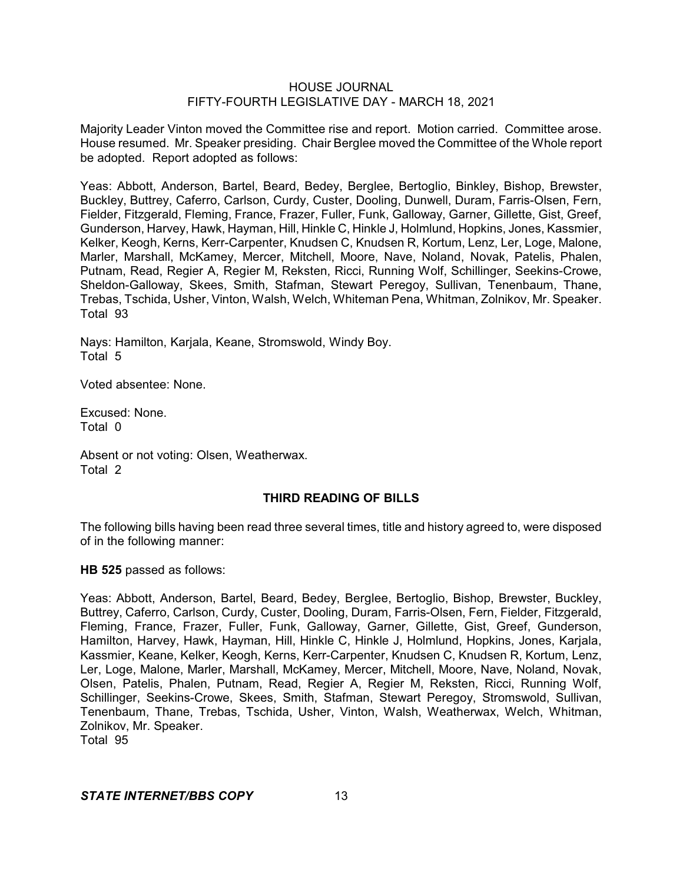Majority Leader Vinton moved the Committee rise and report. Motion carried. Committee arose. House resumed. Mr. Speaker presiding. Chair Berglee moved the Committee of the Whole report be adopted. Report adopted as follows:

Yeas: Abbott, Anderson, Bartel, Beard, Bedey, Berglee, Bertoglio, Binkley, Bishop, Brewster, Buckley, Buttrey, Caferro, Carlson, Curdy, Custer, Dooling, Dunwell, Duram, Farris-Olsen, Fern, Fielder, Fitzgerald, Fleming, France, Frazer, Fuller, Funk, Galloway, Garner, Gillette, Gist, Greef, Gunderson, Harvey, Hawk, Hayman, Hill, Hinkle C, Hinkle J, Holmlund, Hopkins, Jones, Kassmier, Kelker, Keogh, Kerns, Kerr-Carpenter, Knudsen C, Knudsen R, Kortum, Lenz, Ler, Loge, Malone, Marler, Marshall, McKamey, Mercer, Mitchell, Moore, Nave, Noland, Novak, Patelis, Phalen, Putnam, Read, Regier A, Regier M, Reksten, Ricci, Running Wolf, Schillinger, Seekins-Crowe, Sheldon-Galloway, Skees, Smith, Stafman, Stewart Peregoy, Sullivan, Tenenbaum, Thane, Trebas, Tschida, Usher, Vinton, Walsh, Welch, Whiteman Pena, Whitman, Zolnikov, Mr. Speaker.
Total 93

Nays: Hamilton, Karjala, Keane, Stromswold, Windy Boy.
Total 5

Voted absentee: None.

Excused: None.
Total 0

Absent or not voting: Olsen, Weatherwax.
Total 2

## THIRD READING OF BILLS

The following bills having been read three several times, title and history agreed to, were disposed of in the following manner:

**HB 525** passed as follows:

Yeas: Abbott, Anderson, Bartel, Beard, Bedey, Berglee, Bertoglio, Bishop, Brewster, Buckley, Buttrey, Caferro, Carlson, Curdy, Custer, Dooling, Duram, Farris-Olsen, Fern, Fielder, Fitzgerald, Fleming, France, Frazer, Fuller, Funk, Galloway, Garner, Gillette, Gist, Greef, Gunderson, Hamilton, Harvey, Hawk, Hayman, Hill, Hinkle C, Hinkle J, Holmlund, Hopkins, Jones, Karjala, Kassmier, Keane, Kelker, Keogh, Kerns, Kerr-Carpenter, Knudsen C, Knudsen R, Kortum, Lenz, Ler, Loge, Malone, Marler, Marshall, McKamey, Mercer, Mitchell, Moore, Nave, Noland, Novak, Olsen, Patelis, Phalen, Putnam, Read, Regier A, Regier M, Reksten, Ricci, Running Wolf, Schillinger, Seekins-Crowe, Skees, Smith, Stafman, Stewart Peregoy, Stromswold, Sullivan, Tenenbaum, Thane, Trebas, Tschida, Usher, Vinton, Walsh, Weatherwax, Welch, Whitman, Zolnikov, Mr. Speaker.
Total 95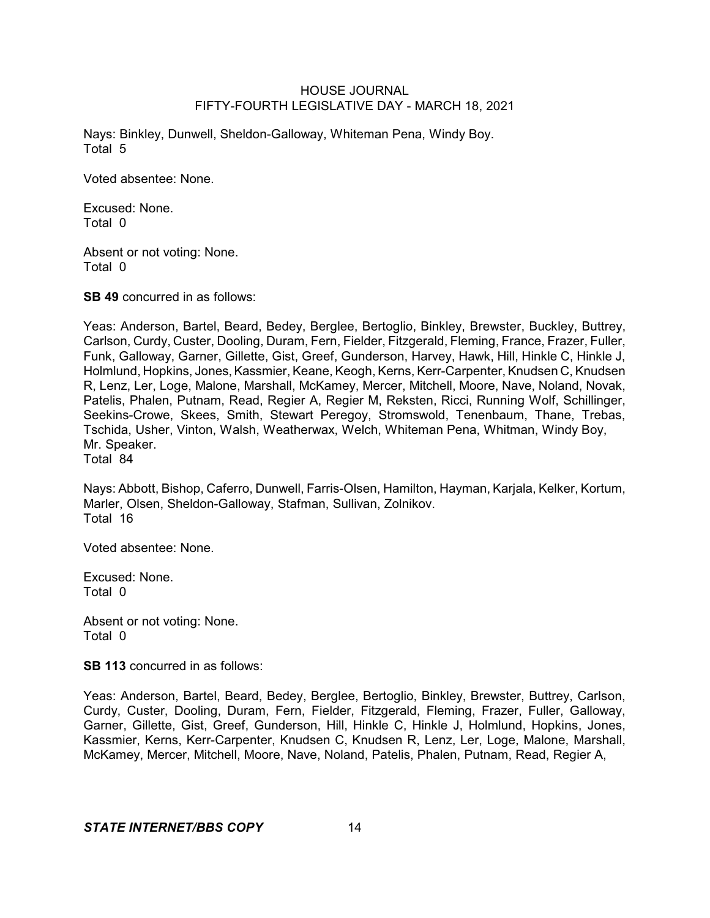Nays: Binkley, Dunwell, Sheldon-Galloway, Whiteman Pena, Windy Boy.
Total 5

Voted absentee: None.

Excused: None.
Total 0

Absent or not voting: None.
Total 0

**SB 49** concurred in as follows:

Yeas: Anderson, Bartel, Beard, Bedey, Berglee, Bertoglio, Binkley, Brewster, Buckley, Buttrey, Carlson, Curdy, Custer, Dooling, Duram, Fern, Fielder, Fitzgerald, Fleming, France, Frazer, Fuller, Funk, Galloway, Garner, Gillette, Gist, Greef, Gunderson, Harvey, Hawk, Hill, Hinkle C, Hinkle J, Holmlund, Hopkins, Jones, Kassmier, Keane, Keogh, Kerns, Kerr-Carpenter, Knudsen C, Knudsen R, Lenz, Ler, Loge, Malone, Marshall, McKamey, Mercer, Mitchell, Moore, Nave, Noland, Novak, Patelis, Phalen, Putnam, Read, Regier A, Regier M, Reksten, Ricci, Running Wolf, Schillinger, Seekins-Crowe, Skees, Smith, Stewart Peregoy, Stromswold, Tenenbaum, Thane, Trebas, Tschida, Usher, Vinton, Walsh, Weatherwax, Welch, Whiteman Pena, Whitman, Windy Boy, Mr. Speaker.
Total 84

Nays: Abbott, Bishop, Caferro, Dunwell, Farris-Olsen, Hamilton, Hayman, Karjala, Kelker, Kortum, Marler, Olsen, Sheldon-Galloway, Stafman, Sullivan, Zolnikov.
Total 16

Voted absentee: None.

Excused: None.
Total 0

Absent or not voting: None.
Total 0

**SB 113** concurred in as follows:

Yeas: Anderson, Bartel, Beard, Bedey, Berglee, Bertoglio, Binkley, Brewster, Buttrey, Carlson, Curdy, Custer, Dooling, Duram, Fern, Fielder, Fitzgerald, Fleming, Frazer, Fuller, Galloway, Garner, Gillette, Gist, Greef, Gunderson, Hill, Hinkle C, Hinkle J, Holmlund, Hopkins, Jones, Kassmier, Kerns, Kerr-Carpenter, Knudsen C, Knudsen R, Lenz, Ler, Loge, Malone, Marshall, McKamey, Mercer, Mitchell, Moore, Nave, Noland, Patelis, Phalen, Putnam, Read, Regier A,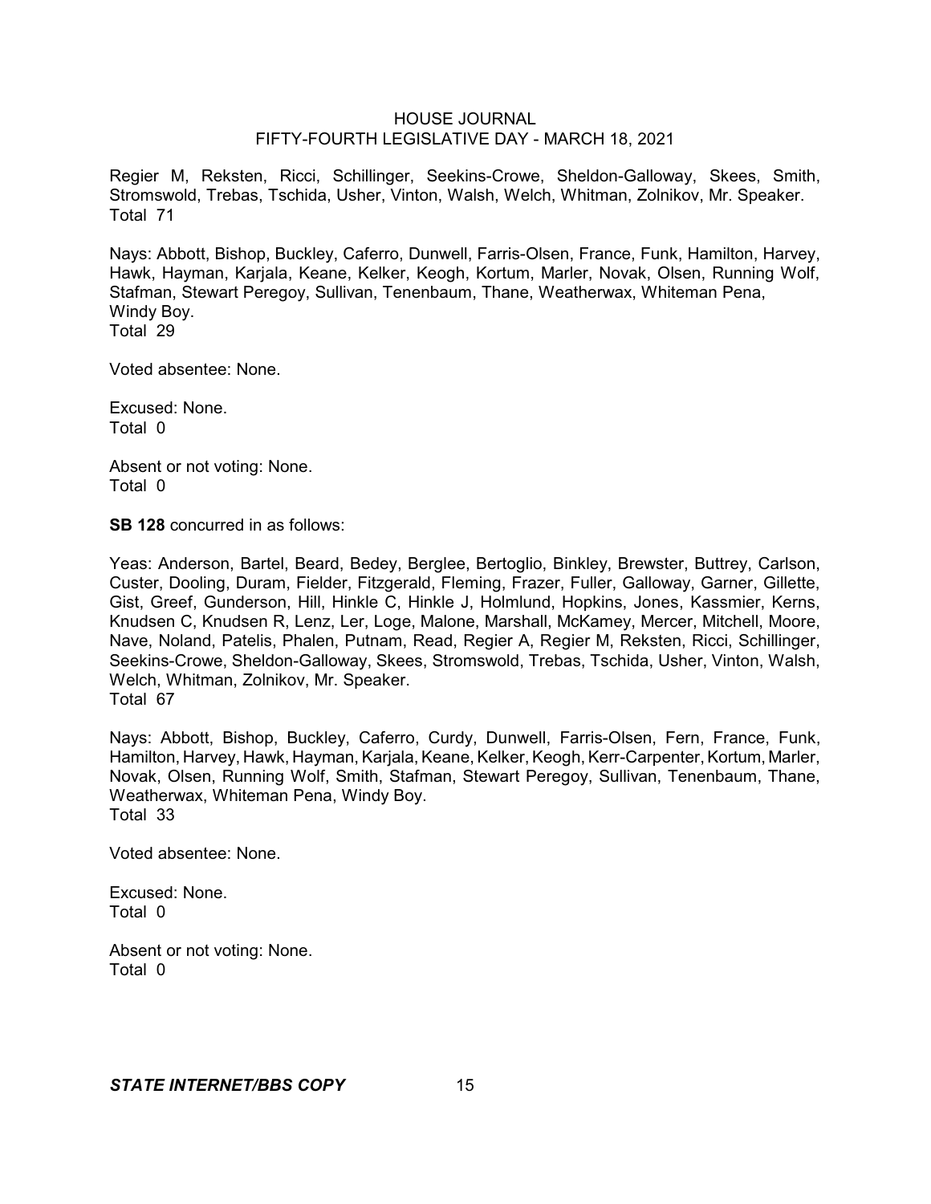Regier M, Reksten, Ricci, Schillinger, Seekins-Crowe, Sheldon-Galloway, Skees, Smith, Stromswold, Trebas, Tschida, Usher, Vinton, Walsh, Welch, Whitman, Zolnikov, Mr. Speaker.
Total 71

Nays: Abbott, Bishop, Buckley, Caferro, Dunwell, Farris-Olsen, France, Funk, Hamilton, Harvey, Hawk, Hayman, Karjala, Keane, Kelker, Keogh, Kortum, Marler, Novak, Olsen, Running Wolf, Stafman, Stewart Peregoy, Sullivan, Tenenbaum, Thane, Weatherwax, Whiteman Pena, Windy Boy.
Total 29

Voted absentee: None.

Excused: None.
Total 0

Absent or not voting: None.
Total 0

**SB 128** concurred in as follows:

Yeas: Anderson, Bartel, Beard, Bedey, Berglee, Bertoglio, Binkley, Brewster, Buttrey, Carlson, Custer, Dooling, Duram, Fielder, Fitzgerald, Fleming, Frazer, Fuller, Galloway, Garner, Gillette, Gist, Greef, Gunderson, Hill, Hinkle C, Hinkle J, Holmlund, Hopkins, Jones, Kassmier, Kerns, Knudsen C, Knudsen R, Lenz, Ler, Loge, Malone, Marshall, McKamey, Mercer, Mitchell, Moore, Nave, Noland, Patelis, Phalen, Putnam, Read, Regier A, Regier M, Reksten, Ricci, Schillinger, Seekins-Crowe, Sheldon-Galloway, Skees, Stromswold, Trebas, Tschida, Usher, Vinton, Walsh, Welch, Whitman, Zolnikov, Mr. Speaker.
Total 67

Nays: Abbott, Bishop, Buckley, Caferro, Curdy, Dunwell, Farris-Olsen, Fern, France, Funk, Hamilton, Harvey, Hawk, Hayman, Karjala, Keane, Kelker, Keogh, Kerr-Carpenter, Kortum, Marler, Novak, Olsen, Running Wolf, Smith, Stafman, Stewart Peregoy, Sullivan, Tenenbaum, Thane, Weatherwax, Whiteman Pena, Windy Boy.
Total 33

Voted absentee: None.

Excused: None.
Total 0

Absent or not voting: None.
Total 0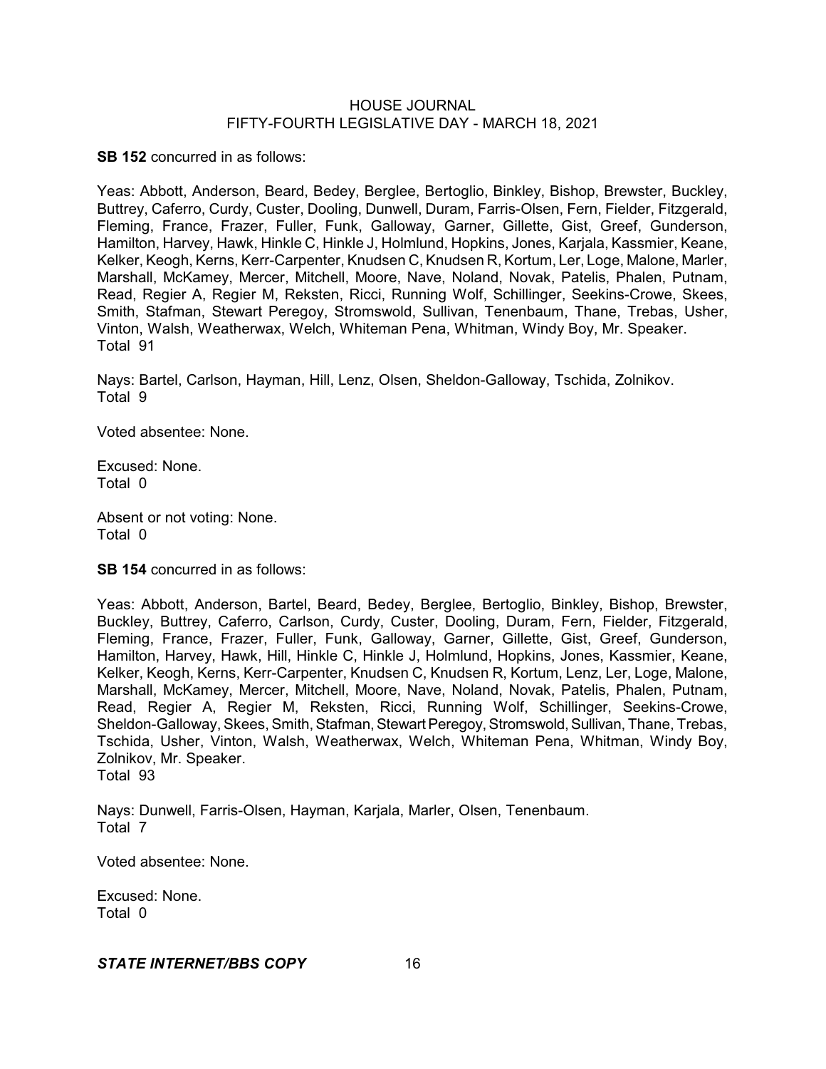**SB 152** concurred in as follows:

Yeas: Abbott, Anderson, Beard, Bedey, Berglee, Bertoglio, Binkley, Bishop, Brewster, Buckley, Buttrey, Caferro, Curdy, Custer, Dooling, Dunwell, Duram, Farris-Olsen, Fern, Fielder, Fitzgerald, Fleming, France, Frazer, Fuller, Funk, Galloway, Garner, Gillette, Gist, Greef, Gunderson, Hamilton, Harvey, Hawk, Hinkle C, Hinkle J, Holmlund, Hopkins, Jones, Karjala, Kassmier, Keane, Kelker, Keogh, Kerns, Kerr-Carpenter, Knudsen C, Knudsen R, Kortum, Ler, Loge, Malone, Marler, Marshall, McKamey, Mercer, Mitchell, Moore, Nave, Noland, Novak, Patelis, Phalen, Putnam, Read, Regier A, Regier M, Reksten, Ricci, Running Wolf, Schillinger, Seekins-Crowe, Skees, Smith, Stafman, Stewart Peregoy, Stromswold, Sullivan, Tenenbaum, Thane, Trebas, Usher, Vinton, Walsh, Weatherwax, Welch, Whiteman Pena, Whitman, Windy Boy, Mr. Speaker.
Total 91

Nays: Bartel, Carlson, Hayman, Hill, Lenz, Olsen, Sheldon-Galloway, Tschida, Zolnikov.
Total 9

Voted absentee: None.

Excused: None.
Total 0

Absent or not voting: None.
Total 0

**SB 154** concurred in as follows:

Yeas: Abbott, Anderson, Bartel, Beard, Bedey, Berglee, Bertoglio, Binkley, Bishop, Brewster, Buckley, Buttrey, Caferro, Carlson, Curdy, Custer, Dooling, Duram, Fern, Fielder, Fitzgerald, Fleming, France, Frazer, Fuller, Funk, Galloway, Garner, Gillette, Gist, Greef, Gunderson, Hamilton, Harvey, Hawk, Hill, Hinkle C, Hinkle J, Holmlund, Hopkins, Jones, Kassmier, Keane, Kelker, Keogh, Kerns, Kerr-Carpenter, Knudsen C, Knudsen R, Kortum, Lenz, Ler, Loge, Malone, Marshall, McKamey, Mercer, Mitchell, Moore, Nave, Noland, Novak, Patelis, Phalen, Putnam, Read, Regier A, Regier M, Reksten, Ricci, Running Wolf, Schillinger, Seekins-Crowe, Sheldon-Galloway, Skees, Smith, Stafman, Stewart Peregoy, Stromswold, Sullivan, Thane, Trebas, Tschida, Usher, Vinton, Walsh, Weatherwax, Welch, Whiteman Pena, Whitman, Windy Boy, Zolnikov, Mr. Speaker.
Total 93

Nays: Dunwell, Farris-Olsen, Hayman, Karjala, Marler, Olsen, Tenenbaum.
Total 7

Voted absentee: None.

Excused: None.
Total 0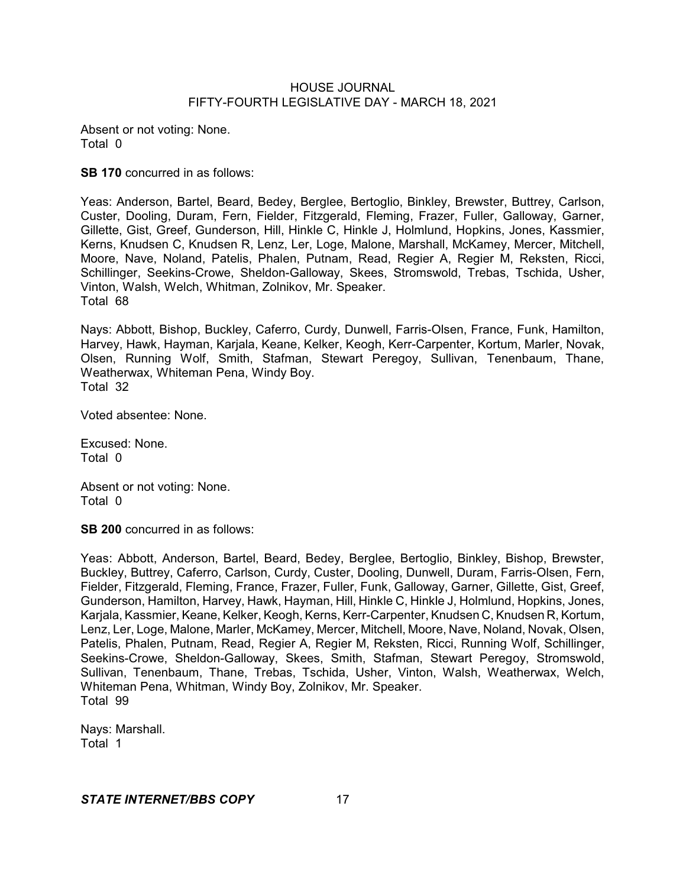Absent or not voting: None.
Total 0

**SB 170** concurred in as follows:

Yeas: Anderson, Bartel, Beard, Bedey, Berglee, Bertoglio, Binkley, Brewster, Buttrey, Carlson, Custer, Dooling, Duram, Fern, Fielder, Fitzgerald, Fleming, Frazer, Fuller, Galloway, Garner, Gillette, Gist, Greef, Gunderson, Hill, Hinkle C, Hinkle J, Holmlund, Hopkins, Jones, Kassmier, Kerns, Knudsen C, Knudsen R, Lenz, Ler, Loge, Malone, Marshall, McKamey, Mercer, Mitchell, Moore, Nave, Noland, Patelis, Phalen, Putnam, Read, Regier A, Regier M, Reksten, Ricci, Schillinger, Seekins-Crowe, Sheldon-Galloway, Skees, Stromswold, Trebas, Tschida, Usher, Vinton, Walsh, Welch, Whitman, Zolnikov, Mr. Speaker.
Total 68

Nays: Abbott, Bishop, Buckley, Caferro, Curdy, Dunwell, Farris-Olsen, France, Funk, Hamilton, Harvey, Hawk, Hayman, Karjala, Keane, Kelker, Keogh, Kerr-Carpenter, Kortum, Marler, Novak, Olsen, Running Wolf, Smith, Stafman, Stewart Peregoy, Sullivan, Tenenbaum, Thane, Weatherwax, Whiteman Pena, Windy Boy.
Total 32

Voted absentee: None.

Excused: None.
Total 0

Absent or not voting: None.
Total 0

**SB 200** concurred in as follows:

Yeas: Abbott, Anderson, Bartel, Beard, Bedey, Berglee, Bertoglio, Binkley, Bishop, Brewster, Buckley, Buttrey, Caferro, Carlson, Curdy, Custer, Dooling, Dunwell, Duram, Farris-Olsen, Fern, Fielder, Fitzgerald, Fleming, France, Frazer, Fuller, Funk, Galloway, Garner, Gillette, Gist, Greef, Gunderson, Hamilton, Harvey, Hawk, Hayman, Hill, Hinkle C, Hinkle J, Holmlund, Hopkins, Jones, Karjala, Kassmier, Keane, Kelker, Keogh, Kerns, Kerr-Carpenter, Knudsen C, Knudsen R, Kortum, Lenz, Ler, Loge, Malone, Marler, McKamey, Mercer, Mitchell, Moore, Nave, Noland, Novak, Olsen, Patelis, Phalen, Putnam, Read, Regier A, Regier M, Reksten, Ricci, Running Wolf, Schillinger, Seekins-Crowe, Sheldon-Galloway, Skees, Smith, Stafman, Stewart Peregoy, Stromswold, Sullivan, Tenenbaum, Thane, Trebas, Tschida, Usher, Vinton, Walsh, Weatherwax, Welch, Whiteman Pena, Whitman, Windy Boy, Zolnikov, Mr. Speaker.
Total 99

Nays: Marshall.
Total 1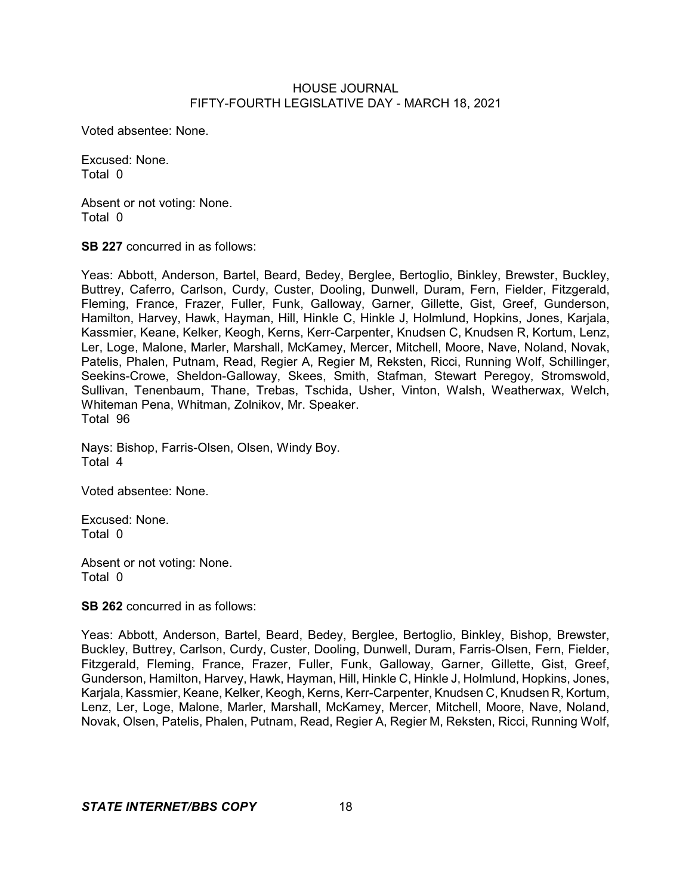Voted absentee: None.

Excused: None.
Total 0

Absent or not voting: None.
Total 0

**SB 227** concurred in as follows:

Yeas: Abbott, Anderson, Bartel, Beard, Bedey, Berglee, Bertoglio, Binkley, Brewster, Buckley, Buttrey, Caferro, Carlson, Curdy, Custer, Dooling, Dunwell, Duram, Fern, Fielder, Fitzgerald, Fleming, France, Frazer, Fuller, Funk, Galloway, Garner, Gillette, Gist, Greef, Gunderson, Hamilton, Harvey, Hawk, Hayman, Hill, Hinkle C, Hinkle J, Holmlund, Hopkins, Jones, Karjala, Kassmier, Keane, Kelker, Keogh, Kerns, Kerr-Carpenter, Knudsen C, Knudsen R, Kortum, Lenz, Ler, Loge, Malone, Marler, Marshall, McKamey, Mercer, Mitchell, Moore, Nave, Noland, Novak, Patelis, Phalen, Putnam, Read, Regier A, Regier M, Reksten, Ricci, Running Wolf, Schillinger, Seekins-Crowe, Sheldon-Galloway, Skees, Smith, Stafman, Stewart Peregoy, Stromswold, Sullivan, Tenenbaum, Thane, Trebas, Tschida, Usher, Vinton, Walsh, Weatherwax, Welch, Whiteman Pena, Whitman, Zolnikov, Mr. Speaker.
Total 96

Nays: Bishop, Farris-Olsen, Olsen, Windy Boy.
Total 4

Voted absentee: None.

Excused: None.
Total 0

Absent or not voting: None.
Total 0

**SB 262** concurred in as follows:

Yeas: Abbott, Anderson, Bartel, Beard, Bedey, Berglee, Bertoglio, Binkley, Bishop, Brewster, Buckley, Buttrey, Carlson, Curdy, Custer, Dooling, Dunwell, Duram, Farris-Olsen, Fern, Fielder, Fitzgerald, Fleming, France, Frazer, Fuller, Funk, Galloway, Garner, Gillette, Gist, Greef, Gunderson, Hamilton, Harvey, Hawk, Hayman, Hill, Hinkle C, Hinkle J, Holmlund, Hopkins, Jones, Karjala, Kassmier, Keane, Kelker, Keogh, Kerns, Kerr-Carpenter, Knudsen C, Knudsen R, Kortum, Lenz, Ler, Loge, Malone, Marler, Marshall, McKamey, Mercer, Mitchell, Moore, Nave, Noland, Novak, Olsen, Patelis, Phalen, Putnam, Read, Regier A, Regier M, Reksten, Ricci, Running Wolf,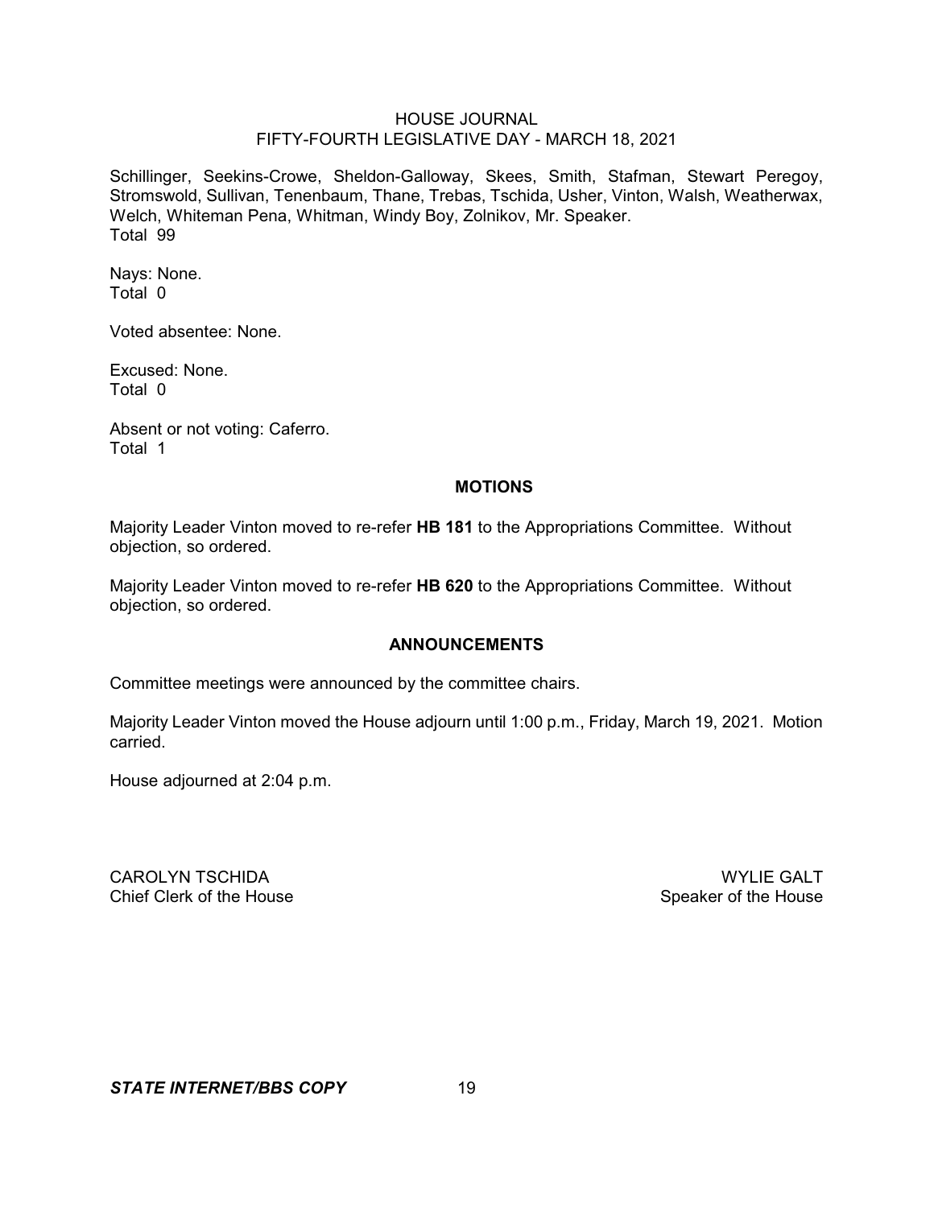Schillinger, Seekins-Crowe, Sheldon-Galloway, Skees, Smith, Stafman, Stewart Peregoy, Stromswold, Sullivan, Tenenbaum, Thane, Trebas, Tschida, Usher, Vinton, Walsh, Weatherwax, Welch, Whiteman Pena, Whitman, Windy Boy, Zolnikov, Mr. Speaker.
Total 99

Nays: None.
Total 0

Voted absentee: None.

Excused: None.
Total 0

Absent or not voting: Caferro.
Total 1

## MOTIONS

Majority Leader Vinton moved to re-refer **HB 181** to the Appropriations Committee. Without objection, so ordered.

Majority Leader Vinton moved to re-refer **HB 620** to the Appropriations Committee. Without objection, so ordered.

## ANNOUNCEMENTS

Committee meetings were announced by the committee chairs.

Majority Leader Vinton moved the House adjourn until 1:00 p.m., Friday, March 19, 2021. Motion carried.

House adjourned at 2:04 p.m.

CAROLYN TSCHIDA
Chief Clerk of the House

WYLIE GALT
Speaker of the House